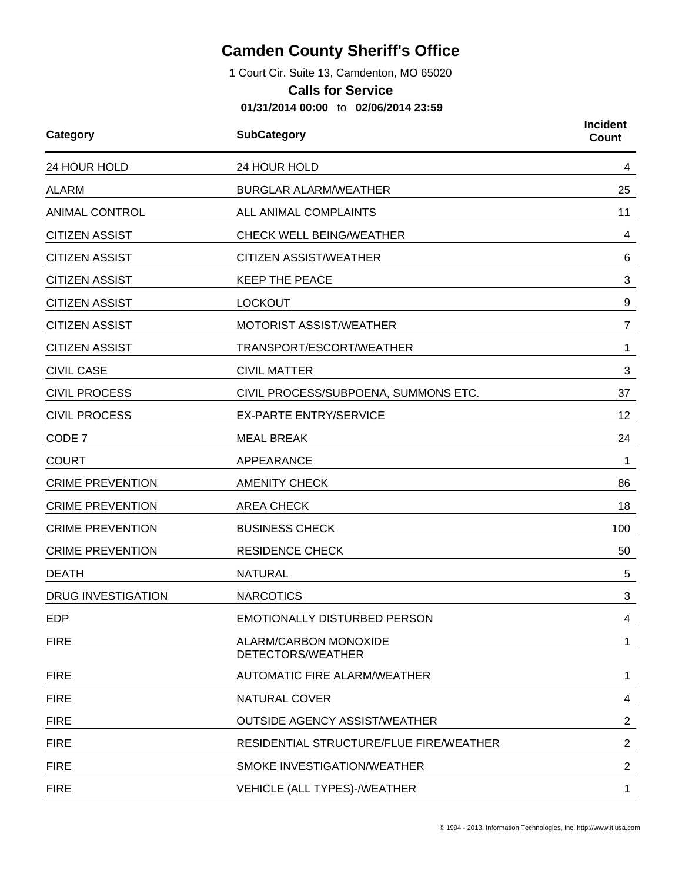# Camden County Sheriff's Office

1 Court Cir. Suite 13, Camdenton, MO 65020

## Calls for Service

**01/31/2014 00:00** to **02/06/2014 23:59**

| Category | SubCategory | Incident Count |
|---|---|---|
| 24 HOUR HOLD | 24 HOUR HOLD | 4 |
| ALARM | BURGLAR ALARM/WEATHER | 25 |
| ANIMAL CONTROL | ALL ANIMAL COMPLAINTS | 11 |
| CITIZEN ASSIST | CHECK WELL BEING/WEATHER | 4 |
| CITIZEN ASSIST | CITIZEN ASSIST/WEATHER | 6 |
| CITIZEN ASSIST | KEEP THE PEACE | 3 |
| CITIZEN ASSIST | LOCKOUT | 9 |
| CITIZEN ASSIST | MOTORIST ASSIST/WEATHER | 7 |
| CITIZEN ASSIST | TRANSPORT/ESCORT/WEATHER | 1 |
| CIVIL CASE | CIVIL MATTER | 3 |
| CIVIL PROCESS | CIVIL PROCESS/SUBPOENA, SUMMONS ETC. | 37 |
| CIVIL PROCESS | EX-PARTE ENTRY/SERVICE | 12 |
| CODE 7 | MEAL BREAK | 24 |
| COURT | APPEARANCE | 1 |
| CRIME PREVENTION | AMENITY CHECK | 86 |
| CRIME PREVENTION | AREA CHECK | 18 |
| CRIME PREVENTION | BUSINESS CHECK | 100 |
| CRIME PREVENTION | RESIDENCE CHECK | 50 |
| DEATH | NATURAL | 5 |
| DRUG INVESTIGATION | NARCOTICS | 3 |
| EDP | EMOTIONALLY DISTURBED PERSON | 4 |
| FIRE | ALARM/CARBON MONOXIDE DETECTORS/WEATHER | 1 |
| FIRE | AUTOMATIC FIRE ALARM/WEATHER | 1 |
| FIRE | NATURAL COVER | 4 |
| FIRE | OUTSIDE AGENCY ASSIST/WEATHER | 2 |
| FIRE | RESIDENTIAL STRUCTURE/FLUE FIRE/WEATHER | 2 |
| FIRE | SMOKE INVESTIGATION/WEATHER | 2 |
| FIRE | VEHICLE (ALL TYPES)-/WEATHER | 1 |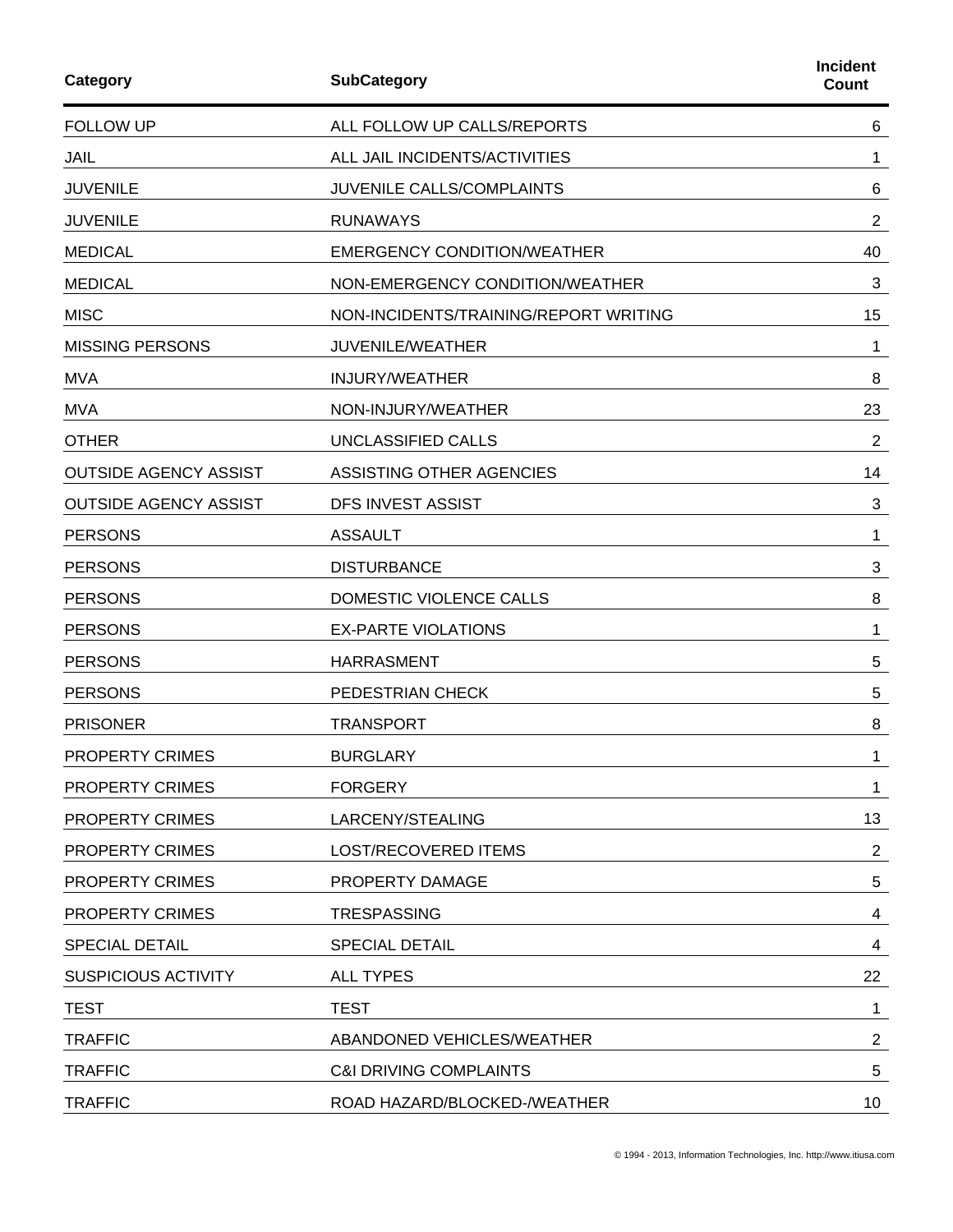| Category | SubCategory | Incident Count |
| --- | --- | --- |
| FOLLOW UP | ALL FOLLOW UP CALLS/REPORTS | 6 |
| JAIL | ALL JAIL INCIDENTS/ACTIVITIES | 1 |
| JUVENILE | JUVENILE CALLS/COMPLAINTS | 6 |
| JUVENILE | RUNAWAYS | 2 |
| MEDICAL | EMERGENCY CONDITION/WEATHER | 40 |
| MEDICAL | NON-EMERGENCY CONDITION/WEATHER | 3 |
| MISC | NON-INCIDENTS/TRAINING/REPORT WRITING | 15 |
| MISSING PERSONS | JUVENILE/WEATHER | 1 |
| MVA | INJURY/WEATHER | 8 |
| MVA | NON-INJURY/WEATHER | 23 |
| OTHER | UNCLASSIFIED CALLS | 2 |
| OUTSIDE AGENCY ASSIST | ASSISTING OTHER AGENCIES | 14 |
| OUTSIDE AGENCY ASSIST | DFS INVEST ASSIST | 3 |
| PERSONS | ASSAULT | 1 |
| PERSONS | DISTURBANCE | 3 |
| PERSONS | DOMESTIC VIOLENCE CALLS | 8 |
| PERSONS | EX-PARTE VIOLATIONS | 1 |
| PERSONS | HARRASMENT | 5 |
| PERSONS | PEDESTRIAN CHECK | 5 |
| PRISONER | TRANSPORT | 8 |
| PROPERTY CRIMES | BURGLARY | 1 |
| PROPERTY CRIMES | FORGERY | 1 |
| PROPERTY CRIMES | LARCENY/STEALING | 13 |
| PROPERTY CRIMES | LOST/RECOVERED ITEMS | 2 |
| PROPERTY CRIMES | PROPERTY DAMAGE | 5 |
| PROPERTY CRIMES | TRESPASSING | 4 |
| SPECIAL DETAIL | SPECIAL DETAIL | 4 |
| SUSPICIOUS ACTIVITY | ALL TYPES | 22 |
| TEST | TEST | 1 |
| TRAFFIC | ABANDONED VEHICLES/WEATHER | 2 |
| TRAFFIC | C&I DRIVING COMPLAINTS | 5 |
| TRAFFIC | ROAD HAZARD/BLOCKED-/WEATHER | 10 |

© 1994 - 2013, Information Technologies, Inc. http://www.itiusa.com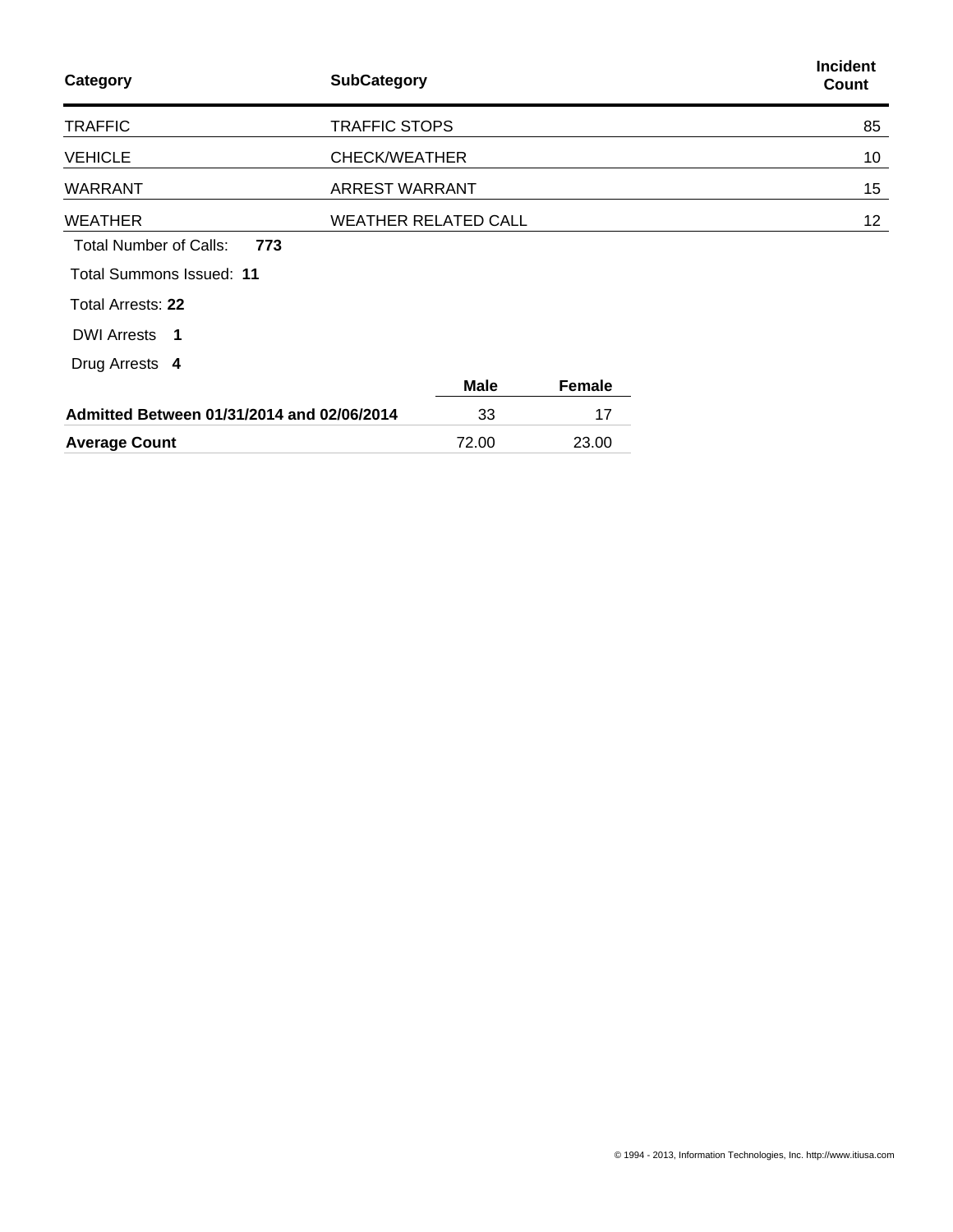| Category | SubCategory | Incident Count |
| --- | --- | --- |
| TRAFFIC | TRAFFIC STOPS | 85 |
| VEHICLE | CHECK/WEATHER | 10 |
| WARRANT | ARREST WARRANT | 15 |
| WEATHER | WEATHER RELATED CALL | 12 |

Total Number of Calls: **773**

Total Summons Issued: **11**

Total Arrests: **22**

DWI Arrests **1**

Drug Arrests **4**

| | Male | Female |
| --- | --- | --- |
| **Admitted Between 01/31/2014 and 02/06/2014** | 33 | 17 |
| **Average Count** | 72.00 | 23.00 |